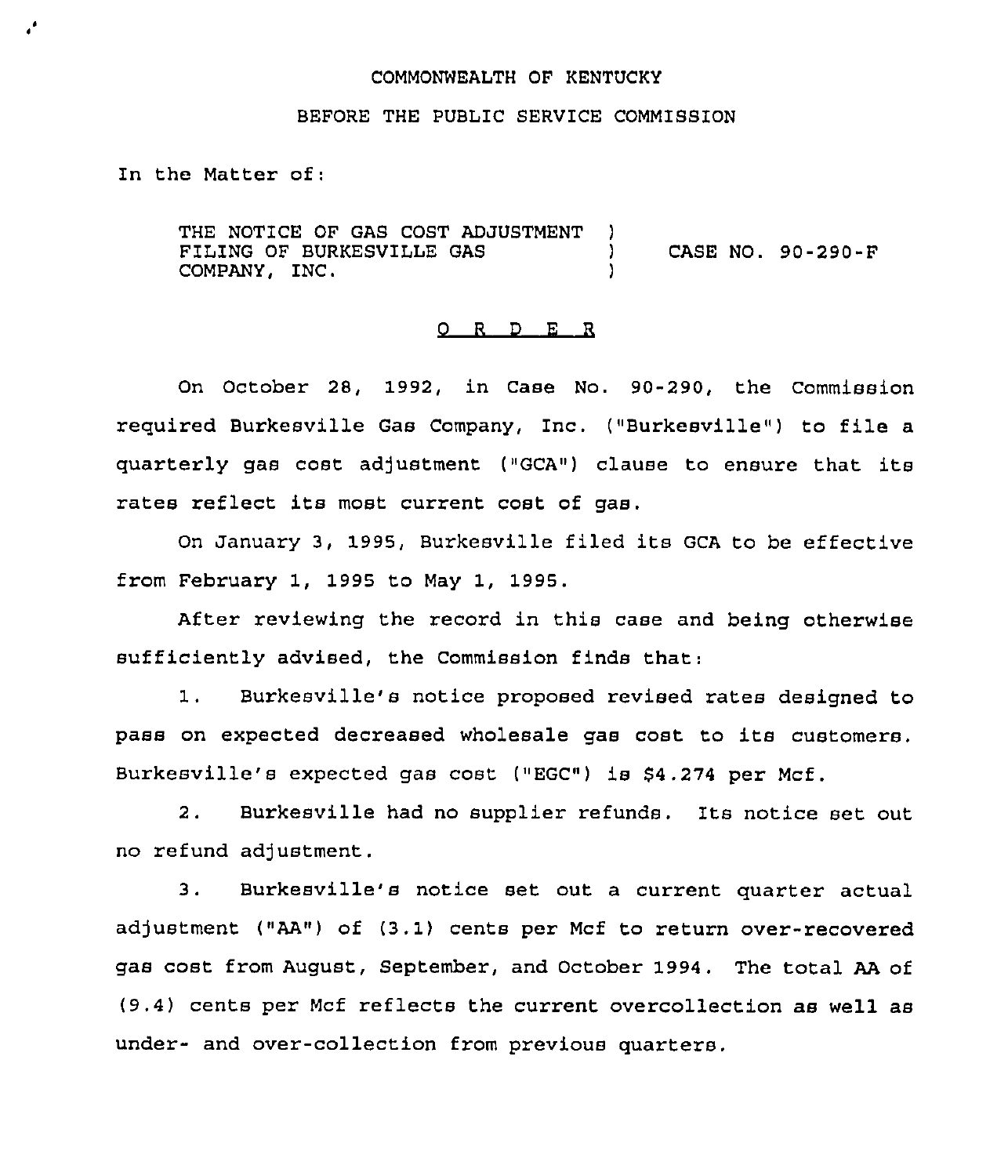COMMONWEALTH OF KENTUCKY

BEFORE THE PUBLIC SERVICE COMMISSION

In the Matter of:

THE NOTICE OF GAS COST ADJUSTMENT FILING OF BURKESVILLE GAS COMPANY, INC. ) CASE NO. 90-290-F

O R D E R

On October 28, 1992, in Case No. 90-290, the Commission required Burkesville Gas Company, Inc. ("Burkesville") to file a quarterly gas cost adjustment ("GCA") clause to ensure that its rates reflect its most current cost of gas.

On January 3, 1995, Burkesville filed its GCA to be effective from February 1, 1995 to May 1, 1995.

After reviewing the record in this case and being otherwise sufficiently advised, the Commission finds that:

1. Burkesville's notice proposed revised rates designed to pass on expected decreased wholesale gas cost to its customers. Burkesville's expected gas cost ("EGC") is $4.274 per Mcf.

2. Burkesville had no supplier refunds. Its notice set out no refund adjustment.

3. Burkesville's notice set out a current quarter actual adjustment ("AA") of (3.1) cents per Mcf to return over-recovered gas cost from August, September, and October 1994. The total AA of (9.4) cents per Mcf reflects the current overcollection as well as under- and over-collection from previous quarters.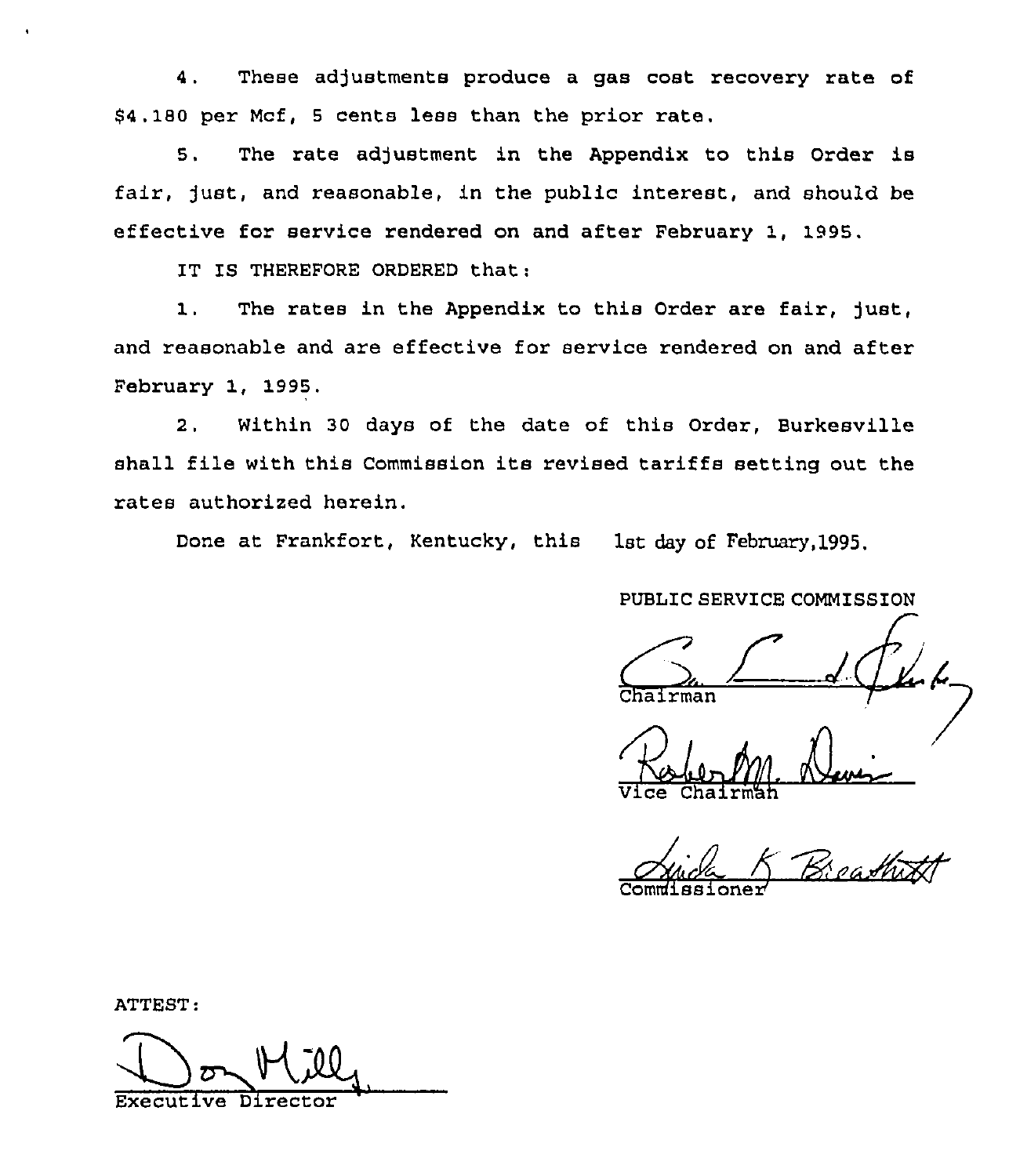4. These adjustments produce a gas cost recovery rate of $4.180 per Mcf, 5 cents less than the prior rate.

5. The rate adjustment in the Appendix to this Order is fair, just, and reasonable, in the public interest, and should be effective for service rendered on and after February 1, 1995.

IT IS THEREFORE ORDERED that:

1. The rates in the Appendix to this Order are fair, just, and reasonable and are effective for service rendered on and after February 1, 1995.

2. Within 30 days of the date of this Order, Burkesville shall file with this Commission its revised tariffs setting out the rates authorized herein.

Done at Frankfort, Kentucky, this 1st day of February, 1995.

PUBLIC SERVICE COMMISSION

Chairman

Vice Chairman

Commissioner

ATTEST:

Executive Director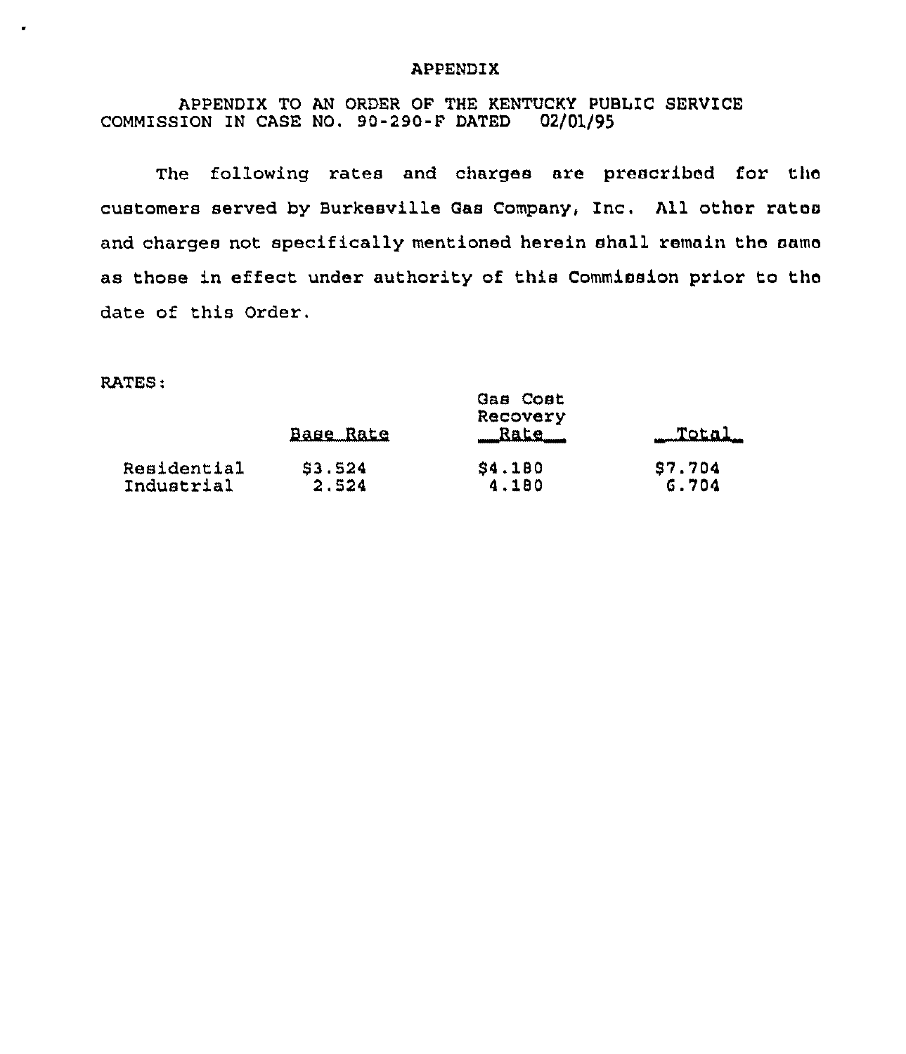# APPENDIX

APPENDIX TO AN ORDER OF THE KENTUCKY PUBLIC SERVICE COMMISSION IN CASE NO. 90-290-F DATED 02/01/95

The following rates and charges are prescribed for the customers served by Burkesville Gas Company, Inc. All other rates and charges not specifically mentioned herein shall remain the same as those in effect under authority of this Commission prior to the date of this Order.

RATES:

| | Base Rate | Gas Cost Recovery Rate | Total |
|---|---|---|---|
| Residential | $3.524 | $4.180 | $7.704 |
| Industrial | 2.524 | 4.180 | 6.704 |